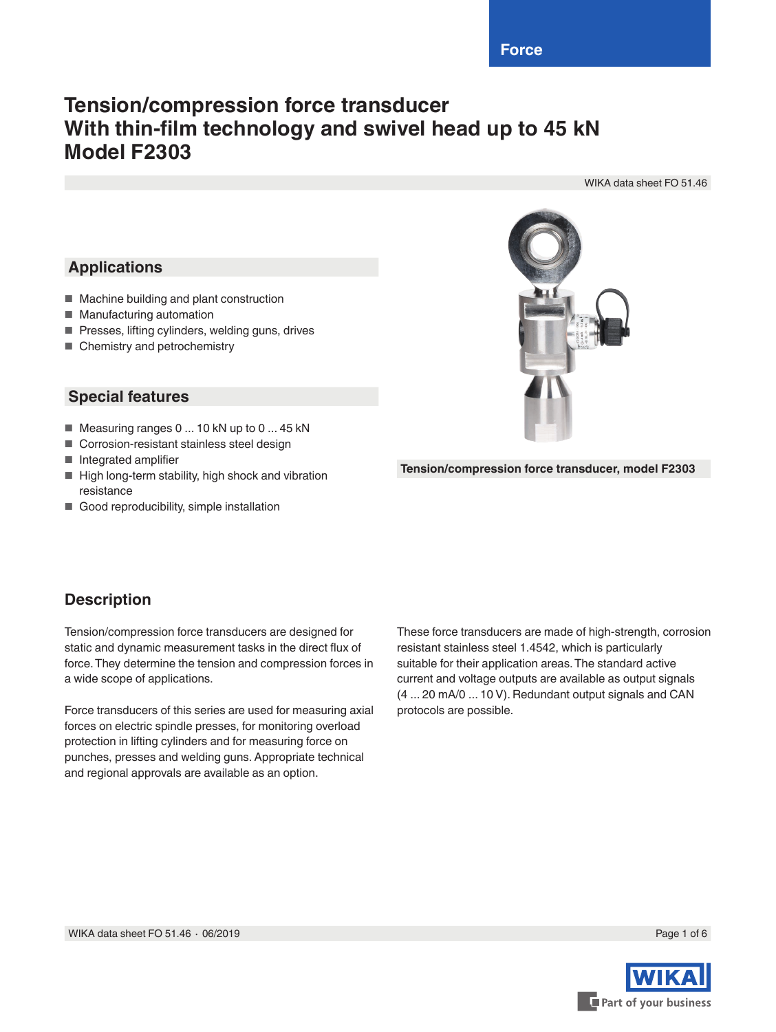Force

# Tension/compression force transducer
# With thin-film technology and swivel head up to 45 kN
# Model F2303

WIKA data sheet FO 51.46

## Applications

- Machine building and plant construction
- Manufacturing automation
- Presses, lifting cylinders, welding guns, drives
- Chemistry and petrochemistry

## Special features

- Measuring ranges 0 ... 10 kN up to 0 ... 45 kN
- Corrosion-resistant stainless steel design
- Integrated amplifier
- High long-term stability, high shock and vibration resistance
- Good reproducibility, simple installation

**Tension/compression force transducer, model F2303**

## Description

Tension/compression force transducers are designed for static and dynamic measurement tasks in the direct flux of force. They determine the tension and compression forces in a wide scope of applications.

Force transducers of this series are used for measuring axial forces on electric spindle presses, for monitoring overload protection in lifting cylinders and for measuring force on punches, presses and welding guns. Appropriate technical and regional approvals are available as an option.

These force transducers are made of high-strength, corrosion resistant stainless steel 1.4542, which is particularly suitable for their application areas. The standard active current and voltage outputs are available as output signals (4 ... 20 mA/0 ... 10 V). Redundant output signals and CAN protocols are possible.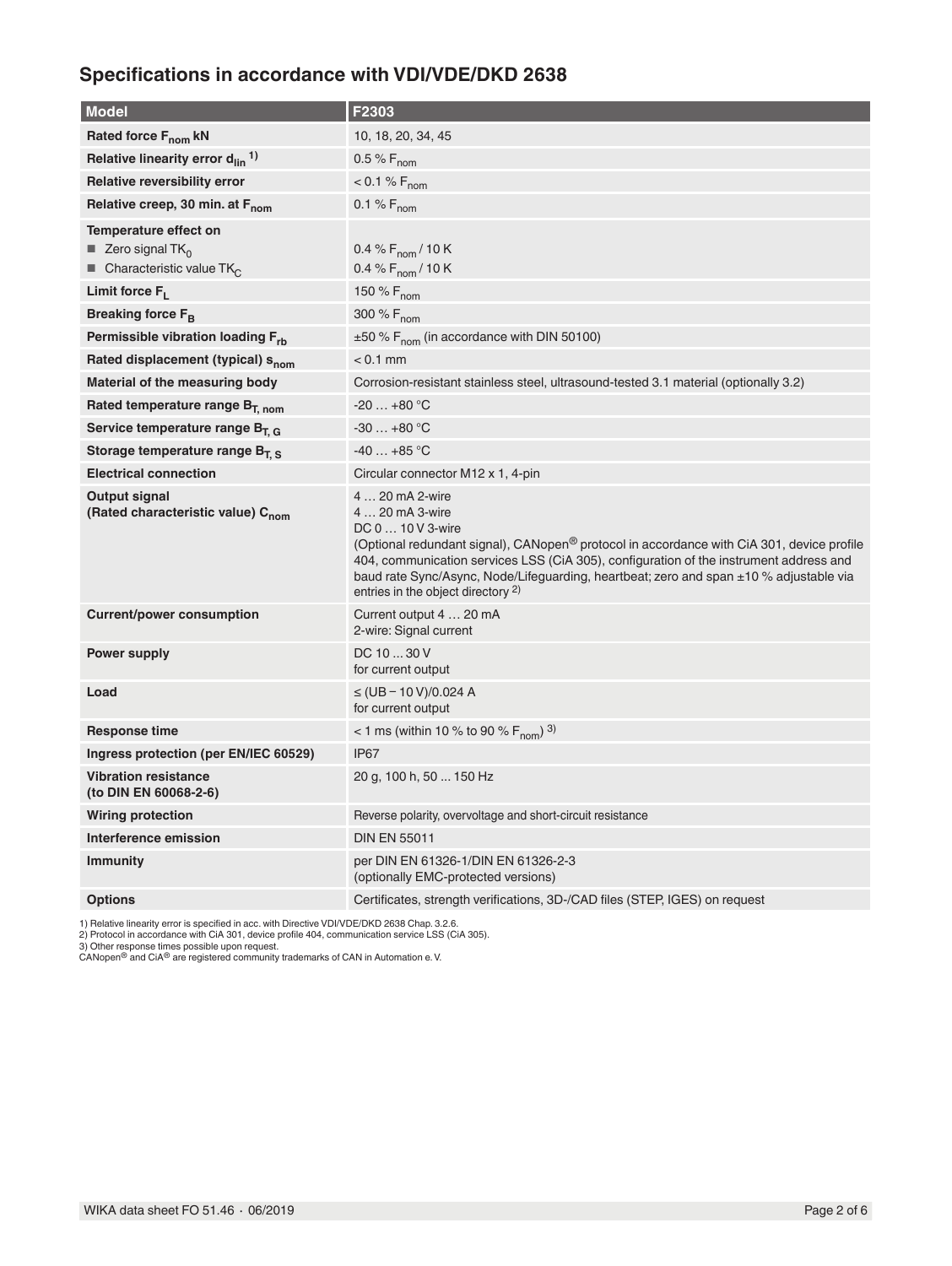## Specifications in accordance with VDI/VDE/DKD 2638

| Model | F2303 |
|---|---|
| **Rated force $F_{nom}$ kN** | 10, 18, 20, 34, 45 |
| **Relative linearity error $d_{lin}$ [1)]** | 0.5 % $F_{nom}$ |
| **Relative reversibility error** | < 0.1 % $F_{nom}$ |
| **Relative creep, 30 min. at $F_{nom}$** | 0.1 % $F_{nom}$ |
| **Temperature effect on**<br>■ Zero signal $TK_0$<br>■ Characteristic value $TK_C$ | <br>0.4 % $F_{nom}$ / 10 K<br>0.4 % $F_{nom}$ / 10 K |
| **Limit force $F_L$** | 150 % $F_{nom}$ |
| **Breaking force $F_B$** | 300 % $F_{nom}$ |
| **Permissible vibration loading $F_{rb}$** | ±50 % $F_{nom}$ (in accordance with DIN 50100) |
| **Rated displacement (typical) $s_{nom}$** | < 0.1 mm |
| **Material of the measuring body** | Corrosion-resistant stainless steel, ultrasound-tested 3.1 material (optionally 3.2) |
| **Rated temperature range $B_{T,\,nom}$** | -20 … +80 °C |
| **Service temperature range $B_{T,\,G}$** | -30 … +80 °C |
| **Storage temperature range $B_{T,\,S}$** | -40 … +85 °C |
| **Electrical connection** | Circular connector M12 x 1, 4-pin |
| **Output signal**<br>**(Rated characteristic value) $C_{nom}$** | 4 … 20 mA 2-wire<br>4 … 20 mA 3-wire<br>DC 0 … 10 V 3-wire<br>(Optional redundant signal), CANopen® protocol in accordance with CiA 301, device profile 404, communication services LSS (CiA 305), configuration of the instrument address and baud rate Sync/Async, Node/Lifeguarding, heartbeat; zero and span ±10 % adjustable via entries in the object directory [2)] |
| **Current/power consumption** | Current output 4 … 20 mA<br>2-wire: Signal current |
| **Power supply** | DC 10 ... 30 V<br>for current output |
| **Load** | ≤ (UB − 10 V)/0.024 A<br>for current output |
| **Response time** | < 1 ms (within 10 % to 90 % $F_{nom}$) [3)] |
| **Ingress protection (per EN/IEC 60529)** | IP67 |
| **Vibration resistance**<br>**(to DIN EN 60068-2-6)** | 20 g, 100 h, 50 ... 150 Hz |
| **Wiring protection** | Reverse polarity, overvoltage and short-circuit resistance |
| **Interference emission** | DIN EN 55011 |
| **Immunity** | per DIN EN 61326-1/DIN EN 61326-2-3<br>(optionally EMC-protected versions) |
| **Options** | Certificates, strength verifications, 3D-/CAD files (STEP, IGES) on request |

1) Relative linearity error is specified in acc. with Directive VDI/VDE/DKD 2638 Chap. 3.2.6.
2) Protocol in accordance with CiA 301, device profile 404, communication service LSS (CiA 305).
3) Other response times possible upon request.
CANopen® and CiA® are registered community trademarks of CAN in Automation e. V.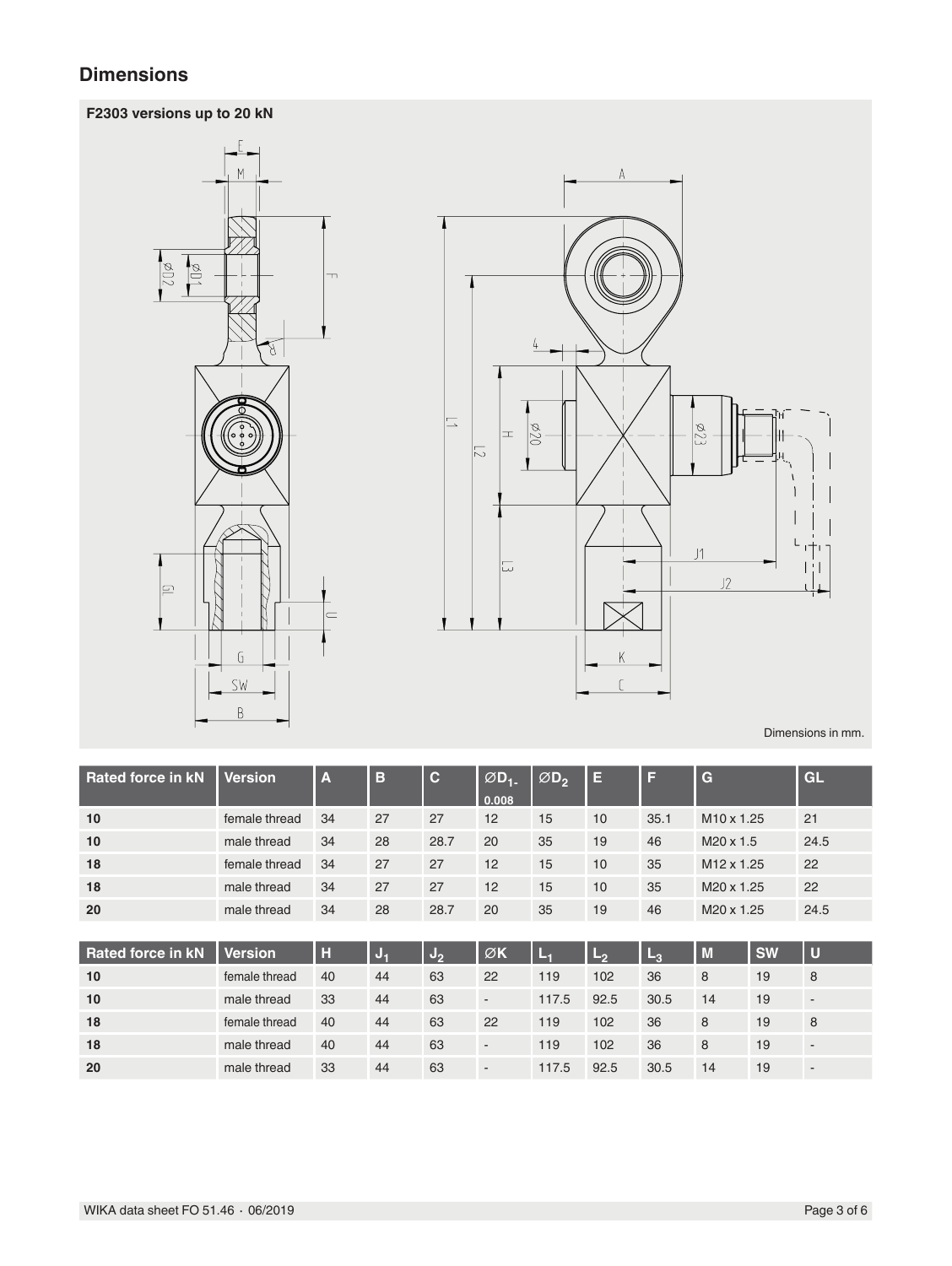## Dimensions

**F2303 versions up to 20 kN**

Dimensions in mm.

| Rated force in kN | Version | A | B | C | ∅D1-0.008 | ∅D2 | E | F | G | GL |
|---|---|---|---|---|---|---|---|---|---|---|
| **10** | female thread | 34 | 27 | 27 | 12 | 15 | 10 | 35.1 | M10 x 1.25 | 21 |
| **10** | male thread | 34 | 28 | 28.7 | 20 | 35 | 19 | 46 | M20 x 1.5 | 24.5 |
| **18** | female thread | 34 | 27 | 27 | 12 | 15 | 10 | 35 | M12 x 1.25 | 22 |
| **18** | male thread | 34 | 27 | 27 | 12 | 15 | 10 | 35 | M20 x 1.25 | 22 |
| **20** | male thread | 34 | 28 | 28.7 | 20 | 35 | 19 | 46 | M20 x 1.25 | 24.5 |

| Rated force in kN | Version | H | $J_1$ | $J_2$ | ∅K | $L_1$ | $L_2$ | $L_3$ | M | SW | U |
|---|---|---|---|---|---|---|---|---|---|---|---|
| **10** | female thread | 40 | 44 | 63 | 22 | 119 | 102 | 36 | 8 | 19 | 8 |
| **10** | male thread | 33 | 44 | 63 | - | 117.5 | 92.5 | 30.5 | 14 | 19 | - |
| **18** | female thread | 40 | 44 | 63 | 22 | 119 | 102 | 36 | 8 | 19 | 8 |
| **18** | male thread | 40 | 44 | 63 | - | 119 | 102 | 36 | 8 | 19 | - |
| **20** | male thread | 33 | 44 | 63 | - | 117.5 | 92.5 | 30.5 | 14 | 19 | - |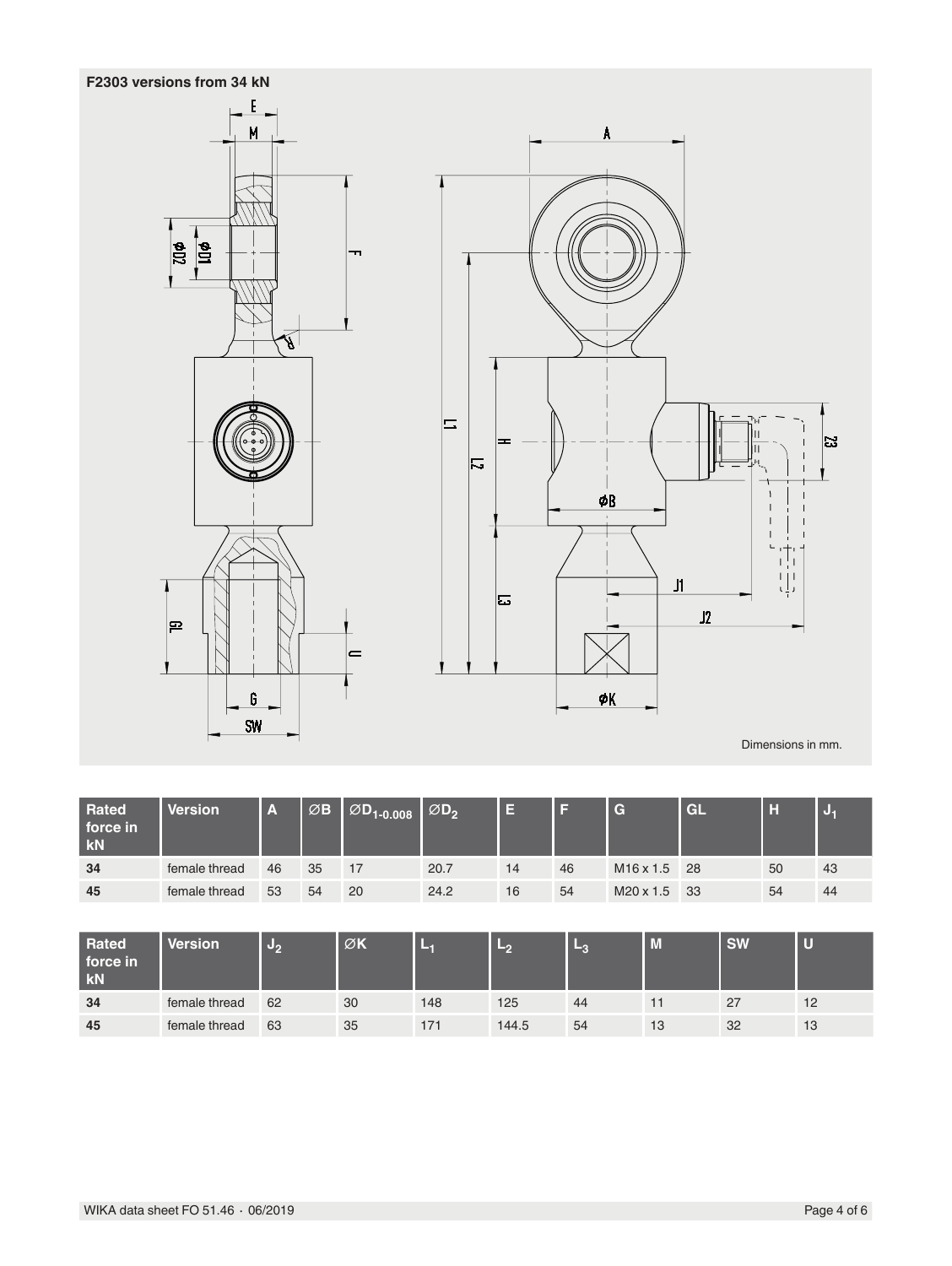**F2303 versions from 34 kN**

Dimensions in mm.

| Rated force in kN | Version | A | ∅B | $\varnothing D_{1-0.008}$ | $\varnothing D_2$ | E | F | G | GL | H | $J_1$ |
|---|---|---|---|---|---|---|---|---|---|---|---|
| **34** | female thread | 46 | 35 | 17 | 20.7 | 14 | 46 | M16 x 1.5 | 28 | 50 | 43 |
| **45** | female thread | 53 | 54 | 20 | 24.2 | 16 | 54 | M20 x 1.5 | 33 | 54 | 44 |

| Rated force in kN | Version | $J_2$ | ∅K | $L_1$ | $L_2$ | $L_3$ | M | SW | U |
|---|---|---|---|---|---|---|---|---|---|
| **34** | female thread | 62 | 30 | 148 | 125 | 44 | 11 | 27 | 12 |
| **45** | female thread | 63 | 35 | 171 | 144.5 | 54 | 13 | 32 | 13 |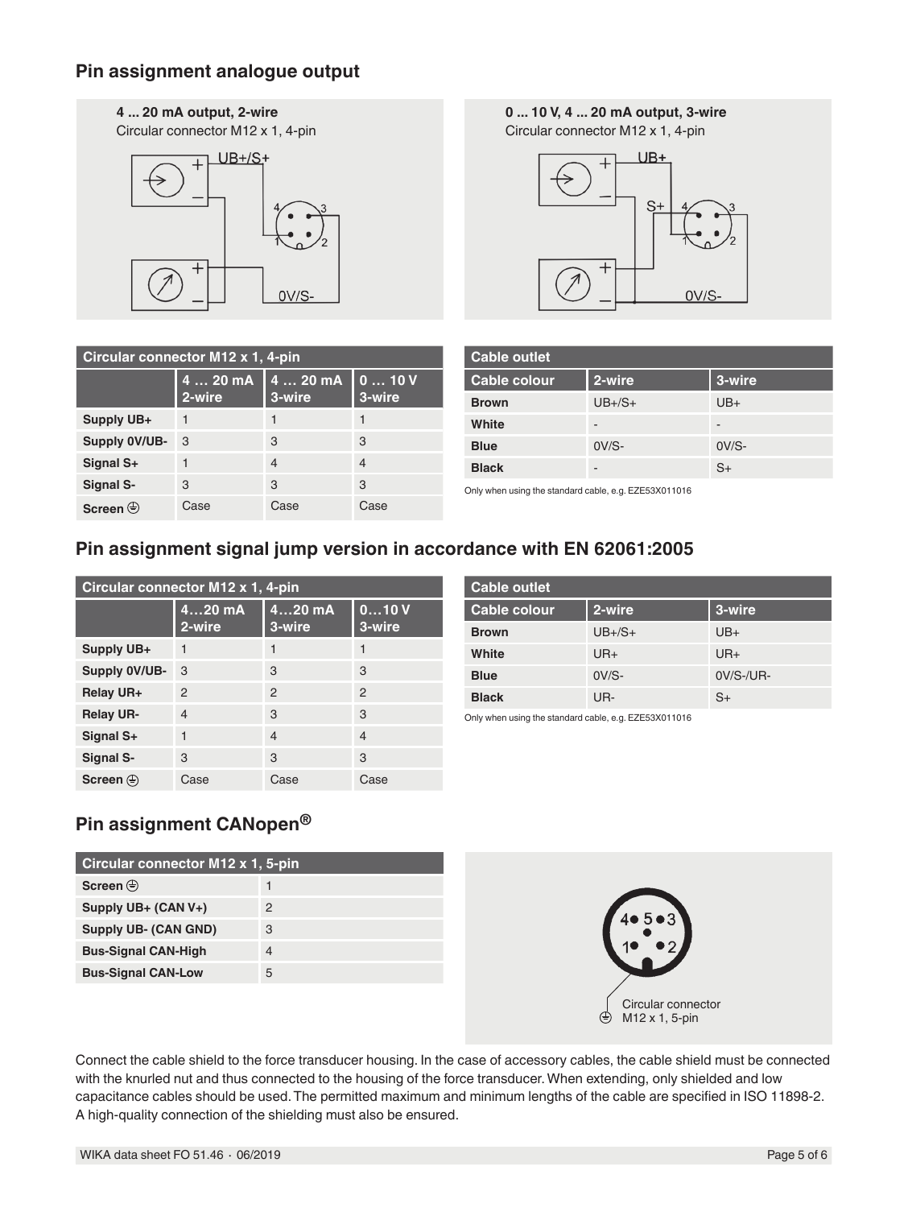## Pin assignment analogue output

**4 ... 20 mA output, 2-wire**
Circular connector M12 x 1, 4-pin

**0 ... 10 V, 4 ... 20 mA output, 3-wire**
Circular connector M12 x 1, 4-pin

| Circular connector M12 x 1, 4-pin | | | |
|---|---|---|---|
| | 4 … 20 mA 2-wire | 4 … 20 mA 3-wire | 0 … 10 V 3-wire |
| Supply UB+ | 1 | 1 | 1 |
| Supply 0V/UB- | 3 | 3 | 3 |
| Signal S+ | 1 | 4 | 4 |
| Signal S- | 3 | 3 | 3 |
| Screen ⏚ | Case | Case | Case |

| Cable outlet | | |
|---|---|---|
| Cable colour | 2-wire | 3-wire |
| Brown | UB+/S+ | UB+ |
| White | - | - |
| Blue | 0V/S- | 0V/S- |
| Black | - | S+ |

Only when using the standard cable, e.g. EZE53X011016

## Pin assignment signal jump version in accordance with EN 62061:2005

| Circular connector M12 x 1, 4-pin | | | |
|---|---|---|---|
| | 4…20 mA 2-wire | 4…20 mA 3-wire | 0…10 V 3-wire |
| Supply UB+ | 1 | 1 | 1 |
| Supply 0V/UB- | 3 | 3 | 3 |
| Relay UR+ | 2 | 2 | 2 |
| Relay UR- | 4 | 3 | 3 |
| Signal S+ | 1 | 4 | 4 |
| Signal S- | 3 | 3 | 3 |
| Screen ⏚ | Case | Case | Case |

| Cable outlet | | |
|---|---|---|
| Cable colour | 2-wire | 3-wire |
| Brown | UB+/S+ | UB+ |
| White | UR+ | UR+ |
| Blue | 0V/S- | 0V/S-/UR- |
| Black | UR- | S+ |

Only when using the standard cable, e.g. EZE53X011016

## Pin assignment CANopen®

| Circular connector M12 x 1, 5-pin | |
|---|---|
| Screen ⏚ | 1 |
| Supply UB+ (CAN V+) | 2 |
| Supply UB- (CAN GND) | 3 |
| Bus-Signal CAN-High | 4 |
| Bus-Signal CAN-Low | 5 |

Circular connector M12 x 1, 5-pin

Connect the cable shield to the force transducer housing. In the case of accessory cables, the cable shield must be connected with the knurled nut and thus connected to the housing of the force transducer. When extending, only shielded and low capacitance cables should be used. The permitted maximum and minimum lengths of the cable are specified in ISO 11898-2. A high-quality connection of the shielding must also be ensured.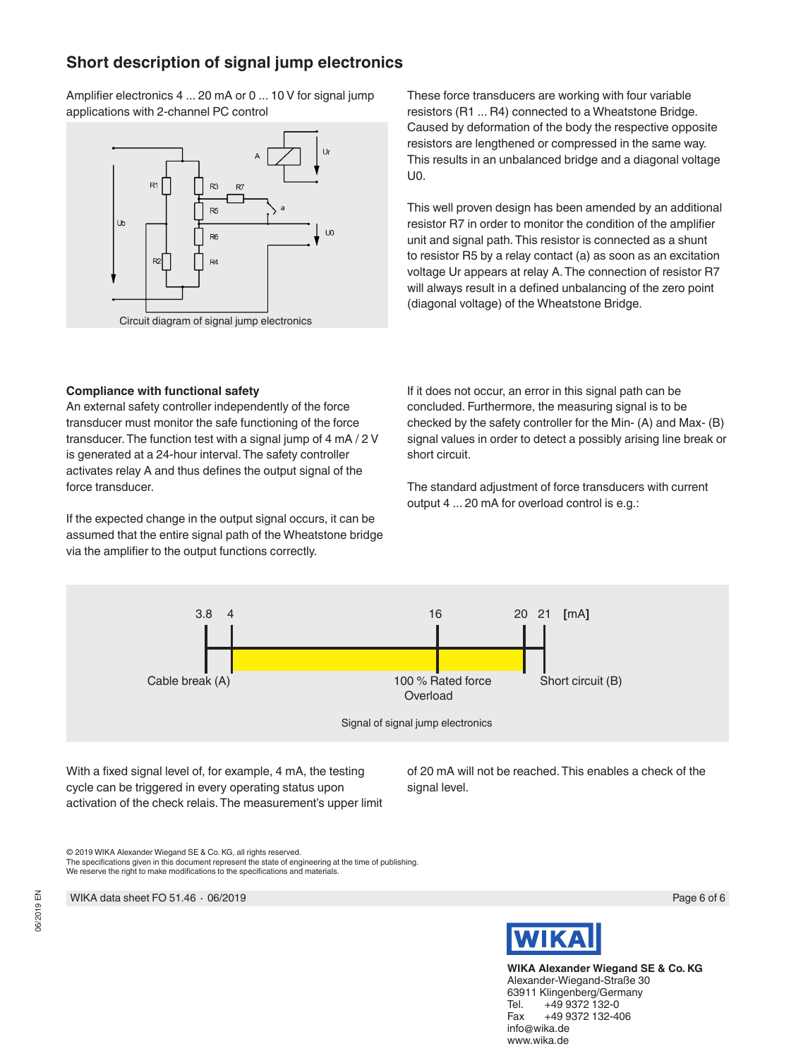## Short description of signal jump electronics

Amplifier electronics 4 ... 20 mA or 0 ... 10 V for signal jump applications with 2-channel PC control

A
Ur
R1
R3
R7
a
R5
Ub
U0
R6
R2
R4

Circuit diagram of signal jump electronics

These force transducers are working with four variable resistors (R1 ... R4) connected to a Wheatstone Bridge. Caused by deformation of the body the respective opposite resistors are lengthened or compressed in the same way. This results in an unbalanced bridge and a diagonal voltage U0.

This well proven design has been amended by an additional resistor R7 in order to monitor the condition of the amplifier unit and signal path. This resistor is connected as a shunt to resistor R5 by a relay contact (a) as soon as an excitation voltage Ur appears at relay A. The connection of resistor R7 will always result in a defined unbalancing of the zero point (diagonal voltage) of the Wheatstone Bridge.

**Compliance with functional safety**

An external safety controller independently of the force transducer must monitor the safe functioning of the force transducer. The function test with a signal jump of 4 mA / 2 V is generated at a 24-hour interval. The safety controller activates relay A and thus defines the output signal of the force transducer.

If the expected change in the output signal occurs, it can be assumed that the entire signal path of the Wheatstone bridge via the amplifier to the output functions correctly.

If it does not occur, an error in this signal path can be concluded. Furthermore, the measuring signal is to be checked by the safety controller for the Min- (A) and Max- (B) signal values in order to detect a possibly arising line break or short circuit.

The standard adjustment of force transducers with current output 4 ... 20 mA for overload control is e.g.:

3.8
4
16
20
21
[mA]
Cable break (A)
100 % Rated force
Overload
Short circuit (B)

Signal of signal jump electronics

With a fixed signal level of, for example, 4 mA, the testing cycle can be triggered in every operating status upon activation of the check relais. The measurement's upper limit of 20 mA will not be reached. This enables a check of the signal level.

© 2019 WIKA Alexander Wiegand SE & Co. KG, all rights reserved.
The specifications given in this document represent the state of engineering at the time of publishing.
We reserve the right to make modifications to the specifications and materials.

WIKA data sheet FO 51.46 · 06/2019

**WIKA Alexander Wiegand SE & Co. KG**
Alexander-Wiegand-Straße 30
63911 Klingenberg/Germany
Tel. +49 9372 132-0
Fax +49 9372 132-406
info@wika.de
www.wika.de